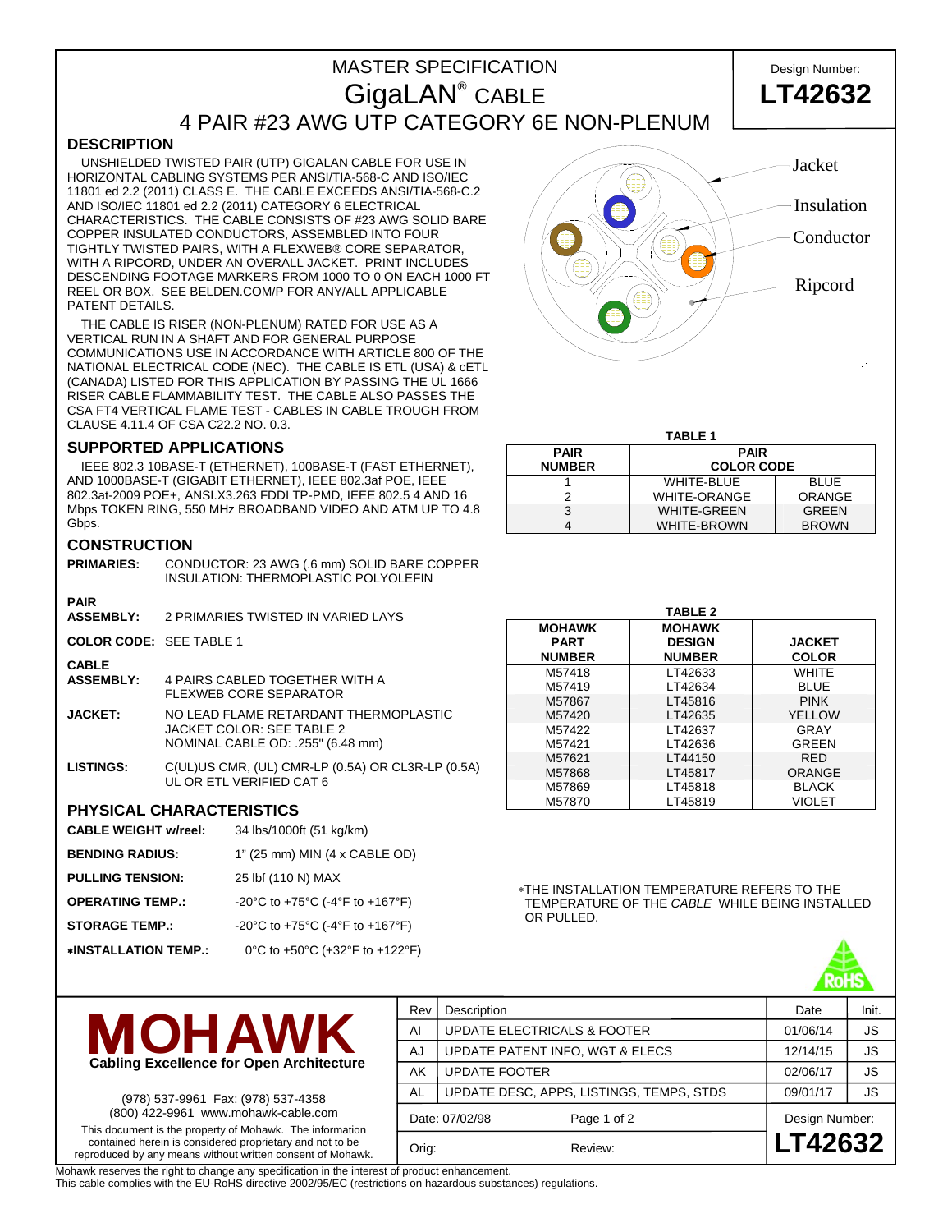# MASTER SPECIFICATION
# GigaLAN® CABLE
## 4 PAIR #23 AWG UTP CATEGORY 6E NON-PLENUM

Design Number: **LT42632**

## DESCRIPTION

UNSHIELDED TWISTED PAIR (UTP) GIGALAN CABLE FOR USE IN HORIZONTAL CABLING SYSTEMS PER ANSI/TIA-568-C AND ISO/IEC 11801 ed 2.2 (2011) CLASS E. THE CABLE EXCEEDS ANSI/TIA-568-C.2 AND ISO/IEC 11801 ed 2.2 (2011) CATEGORY 6 ELECTRICAL CHARACTERISTICS. THE CABLE CONSISTS OF #23 AWG SOLID BARE COPPER INSULATED CONDUCTORS, ASSEMBLED INTO FOUR TIGHTLY TWISTED PAIRS, WITH A FLEXWEB® CORE SEPARATOR, WITH A RIPCORD, UNDER AN OVERALL JACKET. PRINT INCLUDES DESCENDING FOOTAGE MARKERS FROM 1000 TO 0 ON EACH 1000 FT REEL OR BOX. SEE BELDEN.COM/P FOR ANY/ALL APPLICABLE PATENT DETAILS.

THE CABLE IS RISER (NON-PLENUM) RATED FOR USE AS A VERTICAL RUN IN A SHAFT AND FOR GENERAL PURPOSE COMMUNICATIONS USE IN ACCORDANCE WITH ARTICLE 800 OF THE NATIONAL ELECTRICAL CODE (NEC). THE CABLE IS ETL (USA) & cETL (CANADA) LISTED FOR THIS APPLICATION BY PASSING THE UL 1666 RISER CABLE FLAMMABILITY TEST. THE CABLE ALSO PASSES THE CSA FT4 VERTICAL FLAME TEST - CABLES IN CABLE TROUGH FROM CLAUSE 4.11.4 OF CSA C22.2 NO. 0.3.

Jacket
Insulation
Conductor
Ripcord

## SUPPORTED APPLICATIONS

IEEE 802.3 10BASE-T (ETHERNET), 100BASE-T (FAST ETHERNET), AND 1000BASE-T (GIGABIT ETHERNET), IEEE 802.3af POE, IEEE 802.3at-2009 POE+, ANSI.X3.263 FDDI TP-PMD, IEEE 802.5 4 AND 16 Mbps TOKEN RING, 550 MHz BROADBAND VIDEO AND ATM UP TO 4.8 Gbps.

**TABLE 1**

| PAIR NUMBER | PAIR COLOR CODE | |
|---|---|---|
| 1 | WHITE-BLUE | BLUE |
| 2 | WHITE-ORANGE | ORANGE |
| 3 | WHITE-GREEN | GREEN |
| 4 | WHITE-BROWN | BROWN |

## CONSTRUCTION

**PRIMARIES:** CONDUCTOR: 23 AWG (.6 mm) SOLID BARE COPPER
INSULATION: THERMOPLASTIC POLYOLEFIN

**PAIR ASSEMBLY:** 2 PRIMARIES TWISTED IN VARIED LAYS

**COLOR CODE:** SEE TABLE 1

**CABLE ASSEMBLY:** 4 PAIRS CABLED TOGETHER WITH A FLEXWEB CORE SEPARATOR

**JACKET:** NO LEAD FLAME RETARDANT THERMOPLASTIC
JACKET COLOR: SEE TABLE 2
NOMINAL CABLE OD: .255" (6.48 mm)

**LISTINGS:** C(UL)US CMR, (UL) CMR-LP (0.5A) OR CL3R-LP (0.5A)
UL OR ETL VERIFIED CAT 6

**TABLE 2**

| MOHAWK PART NUMBER | MOHAWK DESIGN NUMBER | JACKET COLOR |
|---|---|---|
| M57418 | LT42633 | WHITE |
| M57419 | LT42634 | BLUE |
| M57867 | LT45816 | PINK |
| M57420 | LT42635 | YELLOW |
| M57422 | LT42637 | GRAY |
| M57421 | LT42636 | GREEN |
| M57621 | LT44150 | RED |
| M57868 | LT45817 | ORANGE |
| M57869 | LT45818 | BLACK |
| M57870 | LT45819 | VIOLET |

## PHYSICAL CHARACTERISTICS

| | |
|---|---|
| **CABLE WEIGHT w/reel:** | 34 lbs/1000ft (51 kg/km) |
| **BENDING RADIUS:** | 1" (25 mm) MIN (4 x CABLE OD) |
| **PULLING TENSION:** | 25 lbf (110 N) MAX |
| **OPERATING TEMP.:** | -20°C to +75°C (-4°F to +167°F) |
| **STORAGE TEMP.:** | -20°C to +75°C (-4°F to +167°F) |
| **\*INSTALLATION TEMP.:** | 0°C to +50°C (+32°F to +122°F) |

\*THE INSTALLATION TEMPERATURE REFERS TO THE TEMPERATURE OF THE *CABLE* WHILE BEING INSTALLED OR PULLED.

RoHS

**MOHAWK**
**Cabling Excellence for Open Architecture**

(978) 537-9961 Fax: (978) 537-4358
(800) 422-9961 www.mohawk-cable.com

This document is the property of Mohawk. The information contained herein is considered proprietary and not to be reproduced by any means without written consent of Mohawk.

| Rev | Description | Date | Init. |
|---|---|---|---|
| AI | UPDATE ELECTRICALS & FOOTER | 01/06/14 | JS |
| AJ | UPDATE PATENT INFO, WGT & ELECS | 12/14/15 | JS |
| AK | UPDATE FOOTER | 02/06/17 | JS |
| AL | UPDATE DESC, APPS, LISTINGS, TEMPS, STDS | 09/01/17 | JS |

Date: 07/02/98 | Orig: | Review: | Design Number: **LT42632**

Mohawk reserves the right to change any specification in the interest of product enhancement.
This cable complies with the EU-RoHS directive 2002/95/EC (restrictions on hazardous substances) regulations.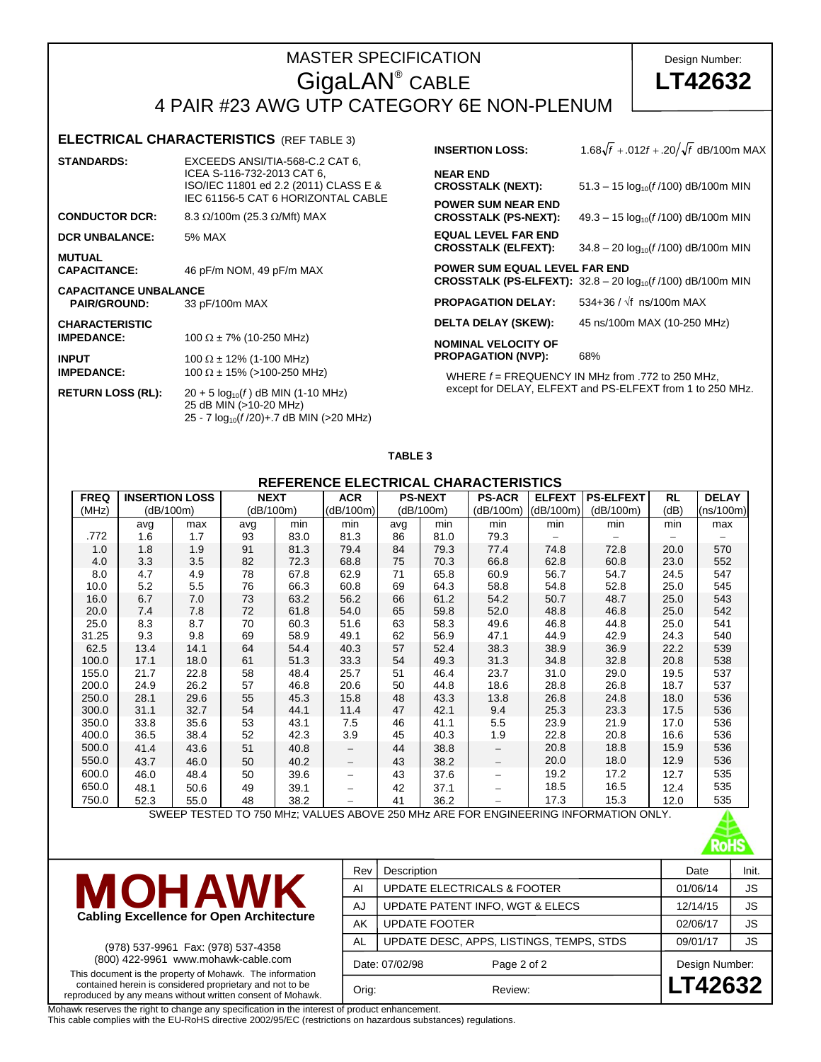# MASTER SPECIFICATION
# GigaLAN® CABLE
# 4 PAIR #23 AWG UTP CATEGORY 6E NON-PLENUM

Design Number: **LT42632**

## ELECTRICAL CHARACTERISTICS (REF TABLE 3)

**STANDARDS:** EXCEEDS ANSI/TIA-568-C.2 CAT 6, ICEA S-116-732-2013 CAT 6, ISO/IEC 11801 ed 2.2 (2011) CLASS E & IEC 61156-5 CAT 6 HORIZONTAL CABLE

**CONDUCTOR DCR:** 8.3 Ω/100m (25.3 Ω/Mft) MAX

**DCR UNBALANCE:** 5% MAX

**MUTUAL CAPACITANCE:** 46 pF/m NOM, 49 pF/m MAX

**CAPACITANCE UNBALANCE PAIR/GROUND:** 33 pF/100m MAX

**CHARACTERISTIC IMPEDANCE:** 100 Ω ± 7% (10-250 MHz)

**INPUT IMPEDANCE:** 100 Ω ± 12% (1-100 MHz)
100 Ω ± 15% (>100-250 MHz)

**RETURN LOSS (RL):** $20 + 5\log_{10}(f)$ dB MIN (1-10 MHz)
25 dB MIN (>10-20 MHz)
$25 - 7\log_{10}(f/20)+.7$ dB MIN (>20 MHz)

**INSERTION LOSS:** $1.68\sqrt{f} + .012f + .20/\sqrt{f}$ dB/100m MAX

**NEAR END CROSSTALK (NEXT):** $51.3 - 15\log_{10}(f/100)$ dB/100m MIN

**POWER SUM NEAR END CROSSTALK (PS-NEXT):** $49.3 - 15\log_{10}(f/100)$ dB/100m MIN

**EQUAL LEVEL FAR END CROSSTALK (ELFEXT):** $34.8 - 20\log_{10}(f/100)$ dB/100m MIN

**POWER SUM EQUAL LEVEL FAR END CROSSTALK (PS-ELFEXT):** $32.8 - 20\log_{10}(f/100)$ dB/100m MIN

**PROPAGATION DELAY:** $534+36/\sqrt{f}$ ns/100m MAX

**DELTA DELAY (SKEW):** 45 ns/100m MAX (10-250 MHz)

**NOMINAL VELOCITY OF PROPAGATION (NVP):** 68%

WHERE $f$ = FREQUENCY IN MHz from .772 to 250 MHz, except for DELAY, ELFEXT and PS-ELFEXT from 1 to 250 MHz.

**TABLE 3**

### REFERENCE ELECTRICAL CHARACTERISTICS

| FREQ (MHz) | INSERTION LOSS (dB/100m) | | NEXT (dB/100m) | | ACR (dB/100m) | PS-NEXT (dB/100m) | | PS-ACR (dB/100m) | ELFEXT (dB/100m) | PS-ELFEXT (dB/100m) | RL (dB) | DELAY (ns/100m) |
|---|---|---|---|---|---|---|---|---|---|---|---|---|
| | avg | max | avg | min | min | avg | min | min | min | min | min | max |
| .772 | 1.6 | 1.7 | 93 | 83.0 | 81.3 | 86 | 81.0 | 79.3 | – | – | – | – |
| 1.0 | 1.8 | 1.9 | 91 | 81.3 | 79.4 | 84 | 79.3 | 77.4 | 74.8 | 72.8 | 20.0 | 570 |
| 4.0 | 3.3 | 3.5 | 82 | 72.3 | 68.8 | 75 | 70.3 | 66.8 | 62.8 | 60.8 | 23.0 | 552 |
| 8.0 | 4.7 | 4.9 | 78 | 67.8 | 62.9 | 71 | 65.8 | 60.9 | 56.7 | 54.7 | 24.5 | 547 |
| 10.0 | 5.2 | 5.5 | 76 | 66.3 | 60.8 | 69 | 64.3 | 58.8 | 54.8 | 52.8 | 25.0 | 545 |
| 16.0 | 6.7 | 7.0 | 73 | 63.2 | 56.2 | 66 | 61.2 | 54.2 | 50.7 | 48.7 | 25.0 | 543 |
| 20.0 | 7.4 | 7.8 | 72 | 61.8 | 54.0 | 65 | 59.8 | 52.0 | 48.8 | 46.8 | 25.0 | 542 |
| 25.0 | 8.3 | 8.7 | 70 | 60.3 | 51.6 | 63 | 58.3 | 49.6 | 46.8 | 44.8 | 25.0 | 541 |
| 31.25 | 9.3 | 9.8 | 69 | 58.9 | 49.1 | 62 | 56.9 | 47.1 | 44.9 | 42.9 | 24.3 | 540 |
| 62.5 | 13.4 | 14.1 | 64 | 54.4 | 40.3 | 57 | 52.4 | 38.3 | 38.9 | 36.9 | 22.2 | 539 |
| 100.0 | 17.1 | 18.0 | 61 | 51.3 | 33.3 | 54 | 49.3 | 31.3 | 34.8 | 32.8 | 20.8 | 538 |
| 155.0 | 21.7 | 22.8 | 58 | 48.4 | 25.7 | 51 | 46.4 | 23.7 | 31.0 | 29.0 | 19.5 | 537 |
| 200.0 | 24.9 | 26.2 | 57 | 46.8 | 20.6 | 50 | 44.8 | 18.6 | 28.8 | 26.8 | 18.7 | 537 |
| 250.0 | 28.1 | 29.6 | 55 | 45.3 | 15.8 | 48 | 43.3 | 13.8 | 26.8 | 24.8 | 18.0 | 536 |
| 300.0 | 31.1 | 32.7 | 54 | 44.1 | 11.4 | 47 | 42.1 | 9.4 | 25.3 | 23.3 | 17.5 | 536 |
| 350.0 | 33.8 | 35.6 | 53 | 43.1 | 7.5 | 46 | 41.1 | 5.5 | 23.9 | 21.9 | 17.0 | 536 |
| 400.0 | 36.5 | 38.4 | 52 | 42.3 | 3.9 | 45 | 40.3 | 1.9 | 22.8 | 20.8 | 16.6 | 536 |
| 500.0 | 41.4 | 43.6 | 51 | 40.8 | – | 44 | 38.8 | – | 20.8 | 18.8 | 15.9 | 536 |
| 550.0 | 43.7 | 46.0 | 50 | 40.2 | – | 43 | 38.2 | – | 20.0 | 18.0 | 12.9 | 536 |
| 600.0 | 46.0 | 48.4 | 50 | 39.6 | – | 43 | 37.6 | – | 19.2 | 17.2 | 12.7 | 535 |
| 650.0 | 48.1 | 50.6 | 49 | 39.1 | – | 42 | 37.1 | – | 18.5 | 16.5 | 12.4 | 535 |
| 750.0 | 52.3 | 55.0 | 48 | 38.2 | – | 41 | 36.2 | – | 17.3 | 15.3 | 12.0 | 535 |

SWEEP TESTED TO 750 MHz; VALUES ABOVE 250 MHz ARE FOR ENGINEERING INFORMATION ONLY.

RoHS

**MOHAWK**
**Cabling Excellence for Open Architecture**

(978) 537-9961 Fax: (978) 537-4358
(800) 422-9961 www.mohawk-cable.com

This document is the property of Mohawk. The information contained herein is considered proprietary and not to be reproduced by any means without written consent of Mohawk.

| Rev | Description | Date | Init. |
|---|---|---|---|
| AI | UPDATE ELECTRICALS & FOOTER | 01/06/14 | JS |
| AJ | UPDATE PATENT INFO, WGT & ELECS | 12/14/15 | JS |
| AK | UPDATE FOOTER | 02/06/17 | JS |
| AL | UPDATE DESC, APPS, LISTINGS, TEMPS, STDS | 09/01/17 | JS |

Date: 07/02/98
Orig: Review:

Design Number: **LT42632**

Mohawk reserves the right to change any specification in the interest of product enhancement.
This cable complies with the EU-RoHS directive 2002/95/EC (restrictions on hazardous substances) regulations.